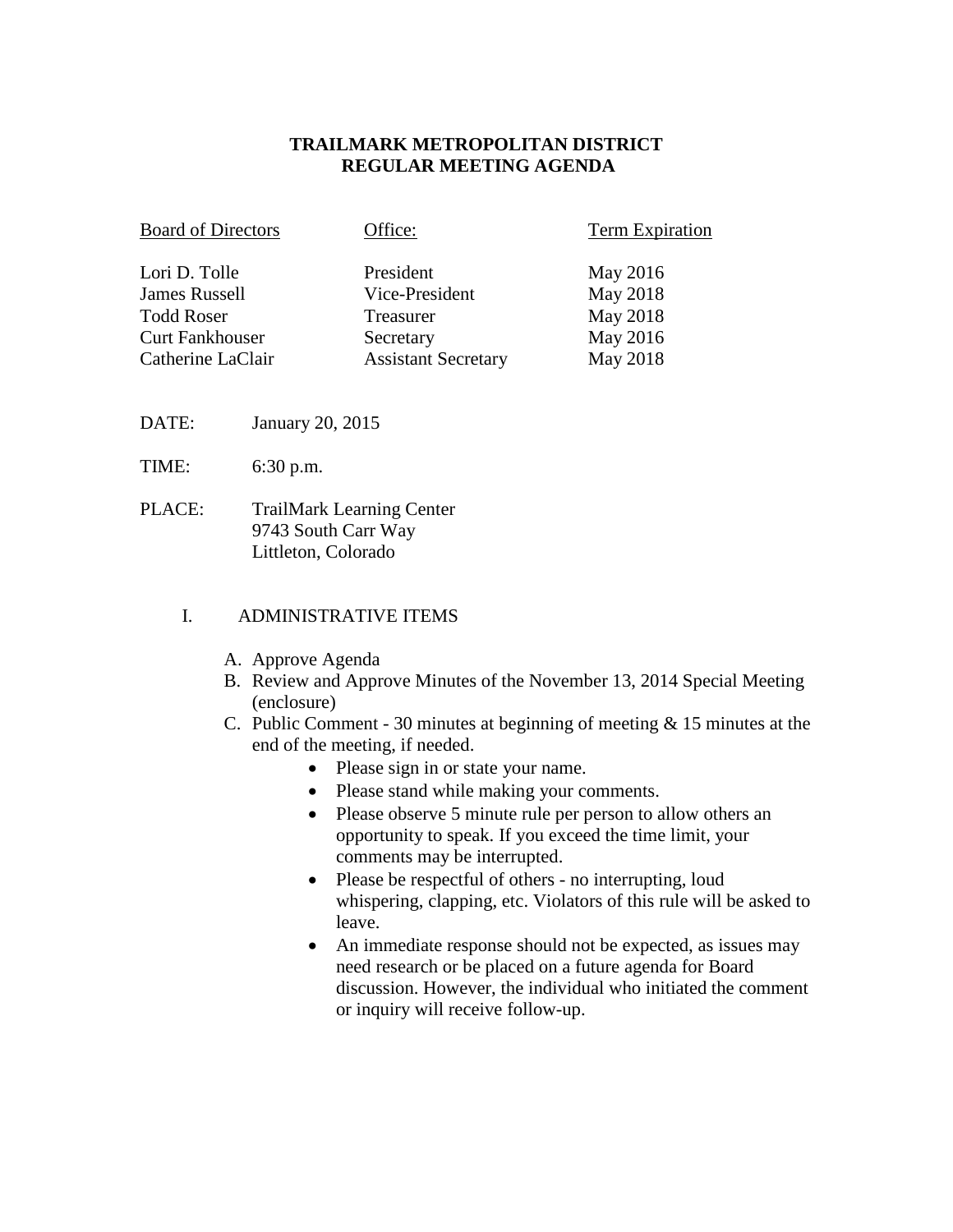# TRAILMARK METROPOLITAN DISTRICT
## REGULAR MEETING AGENDA

| Board of Directors | Office: | Term Expiration |
|---|---|---|
| Lori D. Tolle | President | May 2016 |
| James Russell | Vice-President | May 2018 |
| Todd Roser | Treasurer | May 2018 |
| Curt Fankhouser | Secretary | May 2016 |
| Catherine LaClair | Assistant Secretary | May 2018 |

DATE: January 20, 2015

TIME: 6:30 p.m.

PLACE: TrailMark Learning Center
9743 South Carr Way
Littleton, Colorado

I. ADMINISTRATIVE ITEMS

A. Approve Agenda
B. Review and Approve Minutes of the November 13, 2014 Special Meeting (enclosure)
C. Public Comment - 30 minutes at beginning of meeting & 15 minutes at the end of the meeting, if needed.
   - Please sign in or state your name.
   - Please stand while making your comments.
   - Please observe 5 minute rule per person to allow others an opportunity to speak. If you exceed the time limit, your comments may be interrupted.
   - Please be respectful of others - no interrupting, loud whispering, clapping, etc. Violators of this rule will be asked to leave.
   - An immediate response should not be expected, as issues may need research or be placed on a future agenda for Board discussion. However, the individual who initiated the comment or inquiry will receive follow-up.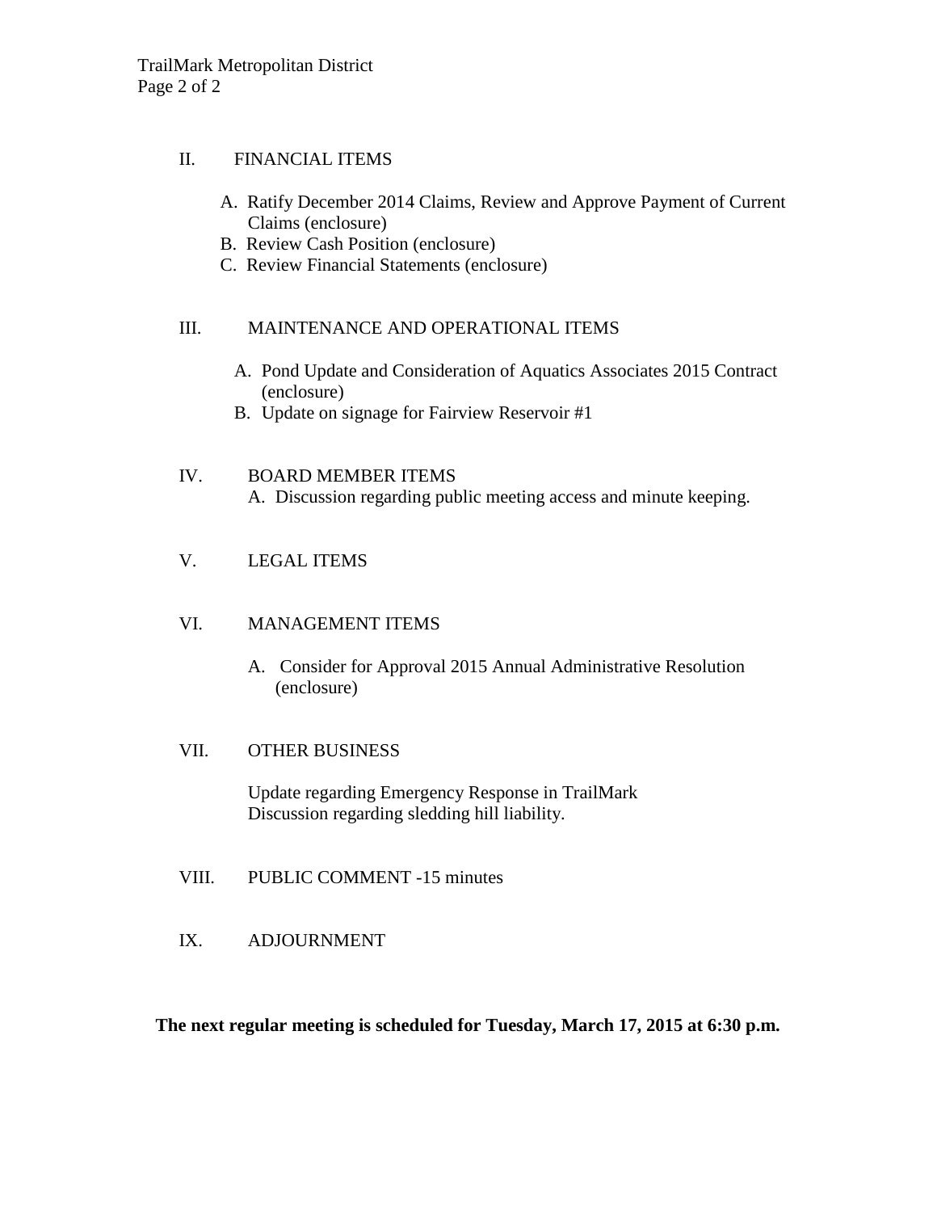II. FINANCIAL ITEMS

A. Ratify December 2014 Claims, Review and Approve Payment of Current Claims (enclosure)
B. Review Cash Position (enclosure)
C. Review Financial Statements (enclosure)

III. MAINTENANCE AND OPERATIONAL ITEMS

A. Pond Update and Consideration of Aquatics Associates 2015 Contract (enclosure)
B. Update on signage for Fairview Reservoir #1

IV. BOARD MEMBER ITEMS

A. Discussion regarding public meeting access and minute keeping.

V. LEGAL ITEMS

VI. MANAGEMENT ITEMS

A. Consider for Approval 2015 Annual Administrative Resolution (enclosure)

VII. OTHER BUSINESS

Update regarding Emergency Response in TrailMark
Discussion regarding sledding hill liability.

VIII. PUBLIC COMMENT -15 minutes

IX. ADJOURNMENT

**The next regular meeting is scheduled for Tuesday, March 17, 2015 at 6:30 p.m.**